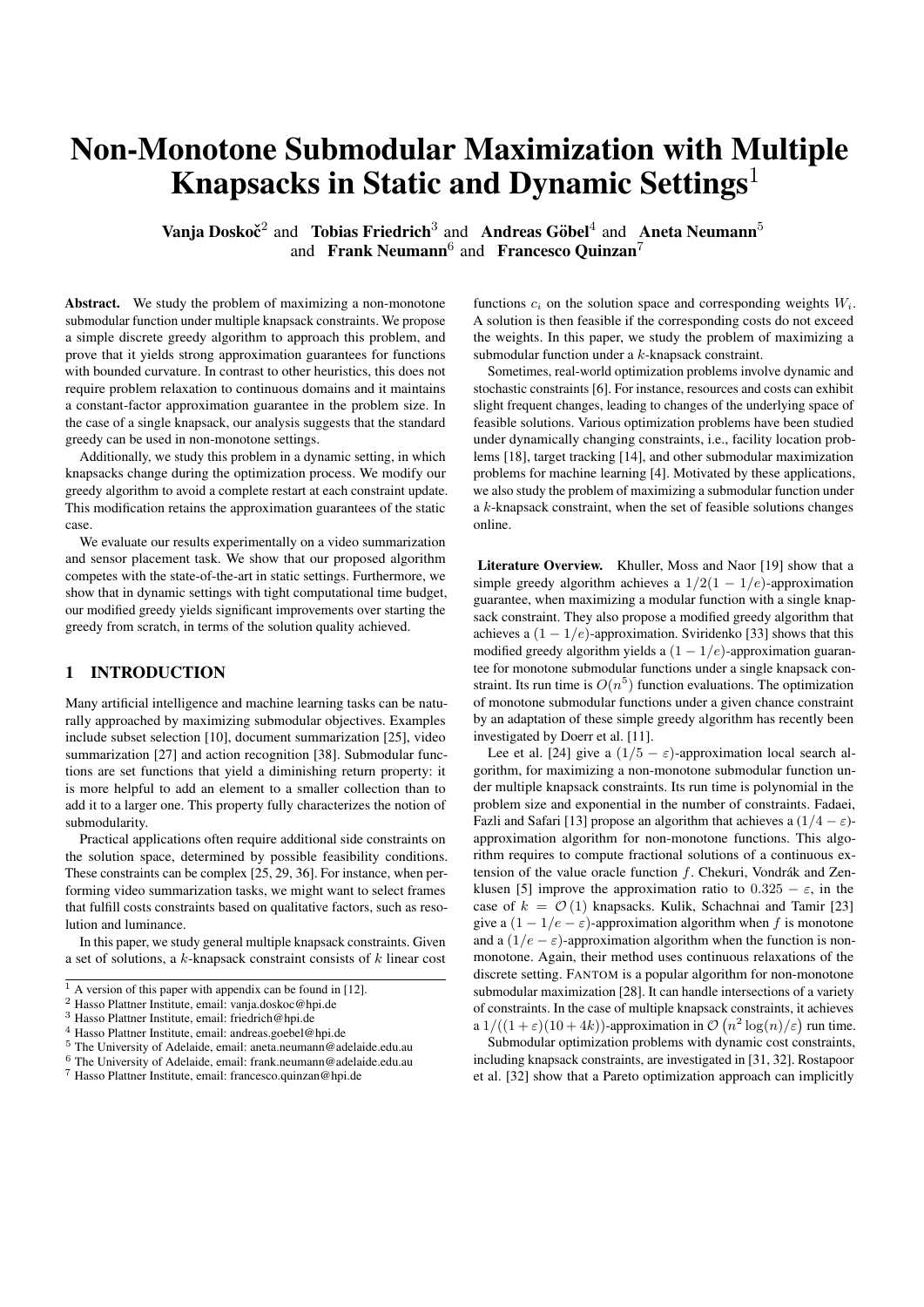# Non-Monotone Submodular Maximization with Multiple Knapsacks in Static and Dynamic Settings[1]

**Vanja Doskoč**[2] and **Tobias Friedrich**[3] and **Andreas Göbel**[4] and **Aneta Neumann**[5] and **Frank Neumann**[6] and **Francesco Quinzan**[7]

**Abstract.** We study the problem of maximizing a non-monotone submodular function under multiple knapsack constraints. We propose a simple discrete greedy algorithm to approach this problem, and prove that it yields strong approximation guarantees for functions with bounded curvature. In contrast to other heuristics, this does not require problem relaxation to continuous domains and it maintains a constant-factor approximation guarantee in the problem size. In the case of a single knapsack, our analysis suggests that the standard greedy can be used in non-monotone settings.

Additionally, we study this problem in a dynamic setting, in which knapsacks change during the optimization process. We modify our greedy algorithm to avoid a complete restart at each constraint update. This modification retains the approximation guarantees of the static case.

We evaluate our results experimentally on a video summarization and sensor placement task. We show that our proposed algorithm competes with the state-of-the-art in static settings. Furthermore, we show that in dynamic settings with tight computational time budget, our modified greedy yields significant improvements over starting the greedy from scratch, in terms of the solution quality achieved.

## 1 INTRODUCTION

Many artificial intelligence and machine learning tasks can be naturally approached by maximizing submodular objectives. Examples include subset selection [10], document summarization [25], video summarization [27] and action recognition [38]. Submodular functions are set functions that yield a diminishing return property: it is more helpful to add an element to a smaller collection than to add it to a larger one. This property fully characterizes the notion of submodularity.

Practical applications often require additional side constraints on the solution space, determined by possible feasibility conditions. These constraints can be complex [25, 29, 36]. For instance, when performing video summarization tasks, we might want to select frames that fulfill costs constraints based on qualitative factors, such as resolution and luminance.

In this paper, we study general multiple knapsack constraints. Given a set of solutions, a $k$-knapsack constraint consists of $k$ linear cost functions $c_i$ on the solution space and corresponding weights $W_i$. A solution is then feasible if the corresponding costs do not exceed the weights. In this paper, we study the problem of maximizing a submodular function under a $k$-knapsack constraint.

Sometimes, real-world optimization problems involve dynamic and stochastic constraints [6]. For instance, resources and costs can exhibit slight frequent changes, leading to changes of the underlying space of feasible solutions. Various optimization problems have been studied under dynamically changing constraints, i.e., facility location problems [18], target tracking [14], and other submodular maximization problems for machine learning [4]. Motivated by these applications, we also study the problem of maximizing a submodular function under a $k$-knapsack constraint, when the set of feasible solutions changes online.

**Literature Overview.** Khuller, Moss and Naor [19] show that a simple greedy algorithm achieves a $1/2(1 - 1/e)$-approximation guarantee, when maximizing a modular function with a single knapsack constraint. They also propose a modified greedy algorithm that achieves a $(1 - 1/e)$-approximation. Sviridenko [33] shows that this modified greedy algorithm yields a $(1 - 1/e)$-approximation guarantee for monotone submodular functions under a single knapsack constraint. Its run time is $O(n^5)$ function evaluations. The optimization of monotone submodular functions under a given chance constraint by an adaptation of these simple greedy algorithm has recently been investigated by Doerr et al. [11].

Lee et al. [24] give a $(1/5 - \varepsilon)$-approximation local search algorithm, for maximizing a non-monotone submodular function under multiple knapsack constraints. Its run time is polynomial in the problem size and exponential in the number of constraints. Fadaei, Fazli and Safari [13] propose an algorithm that achieves a $(1/4 - \varepsilon)$-approximation algorithm for non-monotone functions. This algorithm requires to compute fractional solutions of a continuous extension of the value oracle function $f$. Chekuri, Vondrák and Zenklusen [5] improve the approximation ratio to $0.325 - \varepsilon$, in the case of $k = \mathcal{O}(1)$ knapsacks. Kulik, Schachnai and Tamir [23] give a $(1 - 1/e - \varepsilon)$-approximation algorithm when $f$ is monotone and a $(1/e - \varepsilon)$-approximation algorithm when the function is non-monotone. Again, their method uses continuous relaxations of the discrete setting. FANTOM is a popular algorithm for non-monotone submodular maximization [28]. It can handle intersections of a variety of constraints. In the case of multiple knapsack constraints, it achieves a $1/((1+\varepsilon)(10+4k))$-approximation in $\mathcal{O}\left(n^2 \log(n)/\varepsilon\right)$ run time.

Submodular optimization problems with dynamic cost constraints, including knapsack constraints, are investigated in [31, 32]. Rostapoor et al. [32] show that a Pareto optimization approach can implicitly

---

[1] A version of this paper with appendix can be found in [12].

[2] Hasso Plattner Institute, email: vanja.doskoc@hpi.de

[3] Hasso Plattner Institute, email: friedrich@hpi.de

[4] Hasso Plattner Institute, email: andreas.goebel@hpi.de

[5] The University of Adelaide, email: aneta.neumann@adelaide.edu.au

[6] The University of Adelaide, email: frank.neumann@adelaide.edu.au

[7] Hasso Plattner Institute, email: francesco.quinzan@hpi.de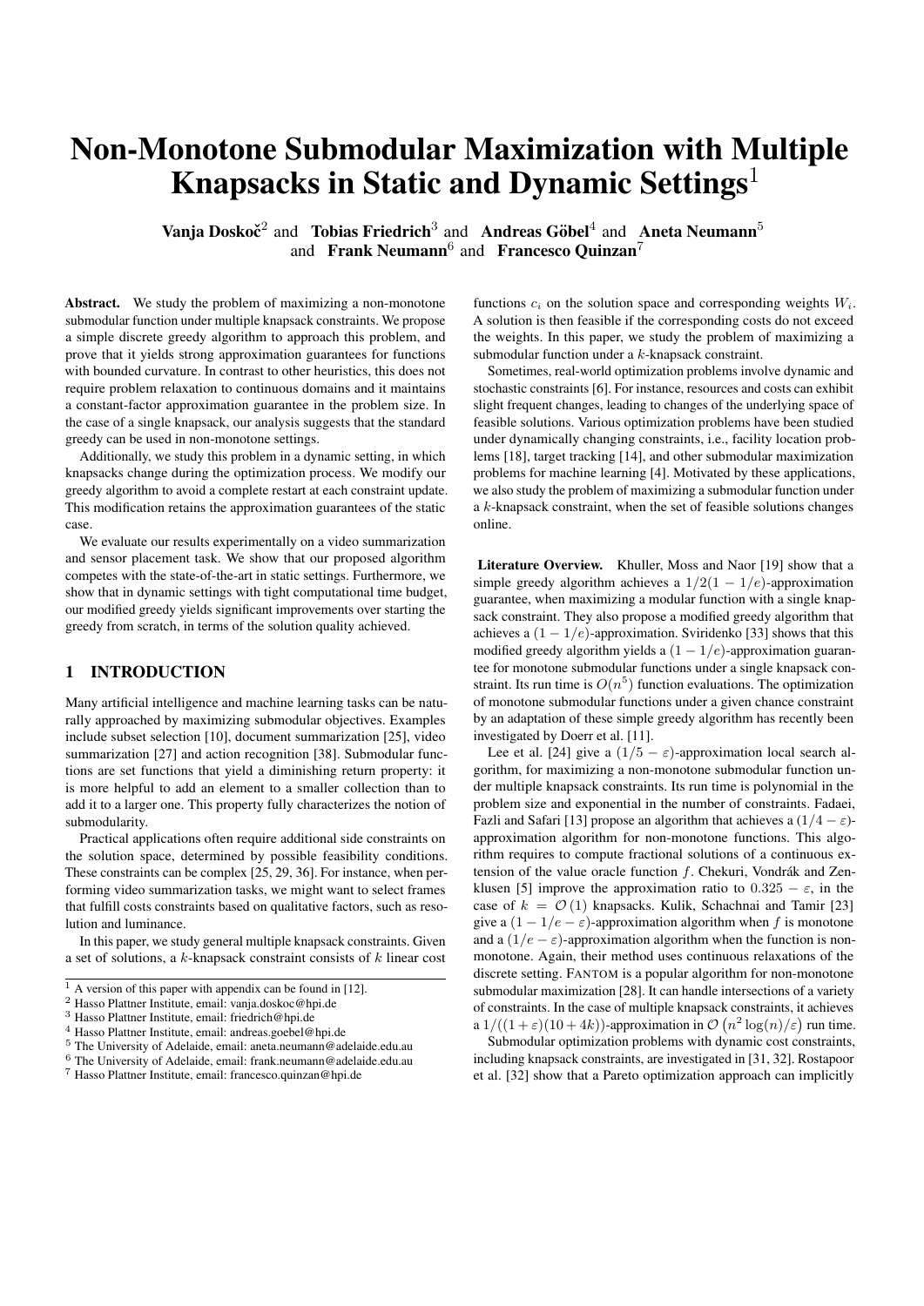# Non-Monotone Submodular Maximization with Multiple Knapsacks in Static and Dynamic Settings[1]

**Vanja Doskoč**[2] and **Tobias Friedrich**[3] and **Andreas Göbel**[4] and **Aneta Neumann**[5] and **Frank Neumann**[6] and **Francesco Quinzan**[7]

**Abstract.** We study the problem of maximizing a non-monotone submodular function under multiple knapsack constraints. We propose a simple discrete greedy algorithm to approach this problem, and prove that it yields strong approximation guarantees for functions with bounded curvature. In contrast to other heuristics, this does not require problem relaxation to continuous domains and it maintains a constant-factor approximation guarantee in the problem size. In the case of a single knapsack, our analysis suggests that the standard greedy can be used in non-monotone settings.

Additionally, we study this problem in a dynamic setting, in which knapsacks change during the optimization process. We modify our greedy algorithm to avoid a complete restart at each constraint update. This modification retains the approximation guarantees of the static case.

We evaluate our results experimentally on a video summarization and sensor placement task. We show that our proposed algorithm competes with the state-of-the-art in static settings. Furthermore, we show that in dynamic settings with tight computational time budget, our modified greedy yields significant improvements over starting the greedy from scratch, in terms of the solution quality achieved.

## 1 INTRODUCTION

Many artificial intelligence and machine learning tasks can be naturally approached by maximizing submodular objectives. Examples include subset selection [10], document summarization [25], video summarization [27] and action recognition [38]. Submodular functions are set functions that yield a diminishing return property: it is more helpful to add an element to a smaller collection than to add it to a larger one. This property fully characterizes the notion of submodularity.

Practical applications often require additional side constraints on the solution space, determined by possible feasibility conditions. These constraints can be complex [25, 29, 36]. For instance, when performing video summarization tasks, we might want to select frames that fulfill costs constraints based on qualitative factors, such as resolution and luminance.

In this paper, we study general multiple knapsack constraints. Given a set of solutions, a $k$-knapsack constraint consists of $k$ linear cost functions $c_i$ on the solution space and corresponding weights $W_i$. A solution is then feasible if the corresponding costs do not exceed the weights. In this paper, we study the problem of maximizing a submodular function under a $k$-knapsack constraint.

Sometimes, real-world optimization problems involve dynamic and stochastic constraints [6]. For instance, resources and costs can exhibit slight frequent changes, leading to changes of the underlying space of feasible solutions. Various optimization problems have been studied under dynamically changing constraints, i.e., facility location problems [18], target tracking [14], and other submodular maximization problems for machine learning [4]. Motivated by these applications, we also study the problem of maximizing a submodular function under a $k$-knapsack constraint, when the set of feasible solutions changes online.

**Literature Overview.** Khuller, Moss and Naor [19] show that a simple greedy algorithm achieves a $1/2(1 - 1/e)$-approximation guarantee, when maximizing a modular function with a single knapsack constraint. They also propose a modified greedy algorithm that achieves a $(1 - 1/e)$-approximation. Sviridenko [33] shows that this modified greedy algorithm yields a $(1 - 1/e)$-approximation guarantee for monotone submodular functions under a single knapsack constraint. Its run time is $O(n^5)$ function evaluations. The optimization of monotone submodular functions under a given chance constraint by an adaptation of these simple greedy algorithm has recently been investigated by Doerr et al. [11].

Lee et al. [24] give a $(1/5 - \varepsilon)$-approximation local search algorithm, for maximizing a non-monotone submodular function under multiple knapsack constraints. Its run time is polynomial in the problem size and exponential in the number of constraints. Fadaei, Fazli and Safari [13] propose an algorithm that achieves a $(1/4 - \varepsilon)$-approximation algorithm for non-monotone functions. This algorithm requires to compute fractional solutions of a continuous extension of the value oracle function $f$. Chekuri, Vondrák and Zenklusen [5] improve the approximation ratio to $0.325 - \varepsilon$, in the case of $k = \mathcal{O}(1)$ knapsacks. Kulik, Schachnai and Tamir [23] give a $(1 - 1/e - \varepsilon)$-approximation algorithm when $f$ is monotone and a $(1/e - \varepsilon)$-approximation algorithm when the function is non-monotone. Again, their method uses continuous relaxations of the discrete setting. FANTOM is a popular algorithm for non-monotone submodular maximization [28]. It can handle intersections of a variety of constraints. In the case of multiple knapsack constraints, it achieves a $1/((1 + \varepsilon)(10 + 4k))$-approximation in $\mathcal{O}\left(n^2 \log(n)/\varepsilon\right)$ run time.

Submodular optimization problems with dynamic cost constraints, including knapsack constraints, are investigated in [31, 32]. Rostapoor et al. [32] show that a Pareto optimization approach can implicitly

[1] A version of this paper with appendix can be found in [12].
[2] Hasso Plattner Institute, email: vanja.doskoc@hpi.de
[3] Hasso Plattner Institute, email: friedrich@hpi.de
[4] Hasso Plattner Institute, email: andreas.goebel@hpi.de
[5] The University of Adelaide, email: aneta.neumann@adelaide.edu.au
[6] The University of Adelaide, email: frank.neumann@adelaide.edu.au
[7] Hasso Plattner Institute, email: francesco.quinzan@hpi.de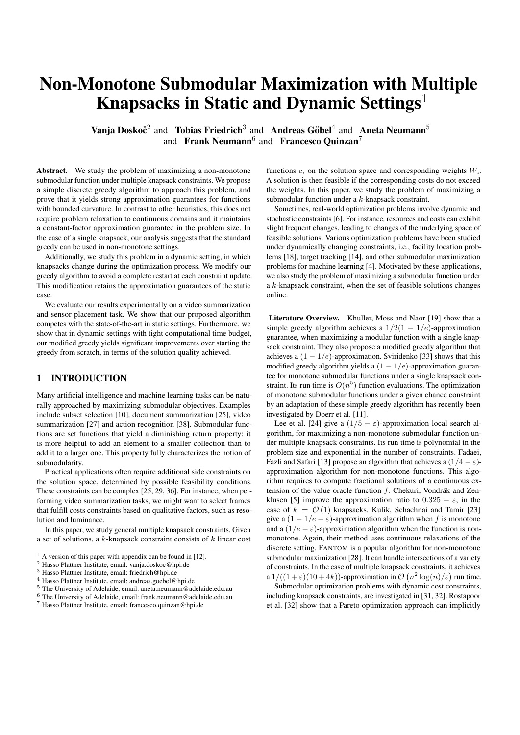# Non-Monotone Submodular Maximization with Multiple Knapsacks in Static and Dynamic Settings[1]

**Vanja Doskoč**[2] and **Tobias Friedrich**[3] and **Andreas Göbel**[4] and **Aneta Neumann**[5] and **Frank Neumann**[6] and **Francesco Quinzan**[7]

**Abstract.** We study the problem of maximizing a non-monotone submodular function under multiple knapsack constraints. We propose a simple discrete greedy algorithm to approach this problem, and prove that it yields strong approximation guarantees for functions with bounded curvature. In contrast to other heuristics, this does not require problem relaxation to continuous domains and it maintains a constant-factor approximation guarantee in the problem size. In the case of a single knapsack, our analysis suggests that the standard greedy can be used in non-monotone settings.

Additionally, we study this problem in a dynamic setting, in which knapsacks change during the optimization process. We modify our greedy algorithm to avoid a complete restart at each constraint update. This modification retains the approximation guarantees of the static case.

We evaluate our results experimentally on a video summarization and sensor placement task. We show that our proposed algorithm competes with the state-of-the-art in static settings. Furthermore, we show that in dynamic settings with tight computational time budget, our modified greedy yields significant improvements over starting the greedy from scratch, in terms of the solution quality achieved.

## 1 INTRODUCTION

Many artificial intelligence and machine learning tasks can be naturally approached by maximizing submodular objectives. Examples include subset selection [10], document summarization [25], video summarization [27] and action recognition [38]. Submodular functions are set functions that yield a diminishing return property: it is more helpful to add an element to a smaller collection than to add it to a larger one. This property fully characterizes the notion of submodularity.

Practical applications often require additional side constraints on the solution space, determined by possible feasibility conditions. These constraints can be complex [25, 29, 36]. For instance, when performing video summarization tasks, we might want to select frames that fulfill costs constraints based on qualitative factors, such as resolution and luminance.

In this paper, we study general multiple knapsack constraints. Given a set of solutions, a $k$-knapsack constraint consists of $k$ linear cost functions $c_i$ on the solution space and corresponding weights $W_i$. A solution is then feasible if the corresponding costs do not exceed the weights. In this paper, we study the problem of maximizing a submodular function under a $k$-knapsack constraint.

Sometimes, real-world optimization problems involve dynamic and stochastic constraints [6]. For instance, resources and costs can exhibit slight frequent changes, leading to changes of the underlying space of feasible solutions. Various optimization problems have been studied under dynamically changing constraints, i.e., facility location problems [18], target tracking [14], and other submodular maximization problems for machine learning [4]. Motivated by these applications, we also study the problem of maximizing a submodular function under a $k$-knapsack constraint, when the set of feasible solutions changes online.

**Literature Overview.** Khuller, Moss and Naor [19] show that a simple greedy algorithm achieves a $1/2(1 - 1/e)$-approximation guarantee, when maximizing a modular function with a single knapsack constraint. They also propose a modified greedy algorithm that achieves a $(1 - 1/e)$-approximation. Sviridenko [33] shows that this modified greedy algorithm yields a $(1 - 1/e)$-approximation guarantee for monotone submodular functions under a single knapsack constraint. Its run time is $O(n^5)$ function evaluations. The optimization of monotone submodular functions under a given chance constraint by an adaptation of these simple greedy algorithm has recently been investigated by Doerr et al. [11].

Lee et al. [24] give a $(1/5 - \varepsilon)$-approximation local search algorithm, for maximizing a non-monotone submodular function under multiple knapsack constraints. Its run time is polynomial in the problem size and exponential in the number of constraints. Fadaei, Fazli and Safari [13] propose an algorithm that achieves a $(1/4 - \varepsilon)$-approximation algorithm for non-monotone functions. This algorithm requires to compute fractional solutions of a continuous extension of the value oracle function $f$. Chekuri, Vondrák and Zenklusen [5] improve the approximation ratio to $0.325 - \varepsilon$, in the case of $k = \mathcal{O}(1)$ knapsacks. Kulik, Schachnai and Tamir [23] give a $(1 - 1/e - \varepsilon)$-approximation algorithm when $f$ is monotone and a $(1/e - \varepsilon)$-approximation algorithm when the function is non-monotone. Again, their method uses continuous relaxations of the discrete setting. FANTOM is a popular algorithm for non-monotone submodular maximization [28]. It can handle intersections of a variety of constraints. In the case of multiple knapsack constraints, it achieves a $1/((1+\varepsilon)(10+4k))$-approximation in $\mathcal{O}\left(n^2 \log(n)/\varepsilon\right)$ run time.

Submodular optimization problems with dynamic cost constraints, including knapsack constraints, are investigated in [31, 32]. Rostapoor et al. [32] show that a Pareto optimization approach can implicitly

[1] A version of this paper with appendix can be found in [12].
[2] Hasso Plattner Institute, email: vanja.doskoc@hpi.de
[3] Hasso Plattner Institute, email: friedrich@hpi.de
[4] Hasso Plattner Institute, email: andreas.goebel@hpi.de
[5] The University of Adelaide, email: aneta.neumann@adelaide.edu.au
[6] The University of Adelaide, email: frank.neumann@adelaide.edu.au
[7] Hasso Plattner Institute, email: francesco.quinzan@hpi.de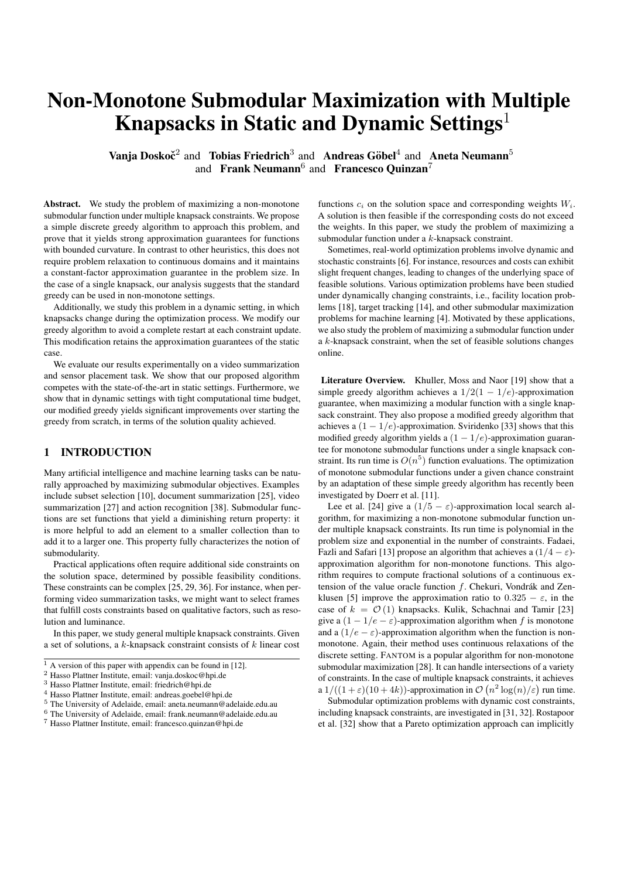# Non-Monotone Submodular Maximization with Multiple Knapsacks in Static and Dynamic Settings[1]

**Vanja Doskoč**[2] and **Tobias Friedrich**[3] and **Andreas Göbel**[4] and **Aneta Neumann**[5] and **Frank Neumann**[6] and **Francesco Quinzan**[7]

**Abstract.** We study the problem of maximizing a non-monotone submodular function under multiple knapsack constraints. We propose a simple discrete greedy algorithm to approach this problem, and prove that it yields strong approximation guarantees for functions with bounded curvature. In contrast to other heuristics, this does not require problem relaxation to continuous domains and it maintains a constant-factor approximation guarantee in the problem size. In the case of a single knapsack, our analysis suggests that the standard greedy can be used in non-monotone settings.

Additionally, we study this problem in a dynamic setting, in which knapsacks change during the optimization process. We modify our greedy algorithm to avoid a complete restart at each constraint update. This modification retains the approximation guarantees of the static case.

We evaluate our results experimentally on a video summarization and sensor placement task. We show that our proposed algorithm competes with the state-of-the-art in static settings. Furthermore, we show that in dynamic settings with tight computational time budget, our modified greedy yields significant improvements over starting the greedy from scratch, in terms of the solution quality achieved.

## 1 INTRODUCTION

Many artificial intelligence and machine learning tasks can be naturally approached by maximizing submodular objectives. Examples include subset selection [10], document summarization [25], video summarization [27] and action recognition [38]. Submodular functions are set functions that yield a diminishing return property: it is more helpful to add an element to a smaller collection than to add it to a larger one. This property fully characterizes the notion of submodularity.

Practical applications often require additional side constraints on the solution space, determined by possible feasibility conditions. These constraints can be complex [25, 29, 36]. For instance, when performing video summarization tasks, we might want to select frames that fulfill costs constraints based on qualitative factors, such as resolution and luminance.

In this paper, we study general multiple knapsack constraints. Given a set of solutions, a $k$-knapsack constraint consists of $k$ linear cost functions $c_i$ on the solution space and corresponding weights $W_i$. A solution is then feasible if the corresponding costs do not exceed the weights. In this paper, we study the problem of maximizing a submodular function under a $k$-knapsack constraint.

Sometimes, real-world optimization problems involve dynamic and stochastic constraints [6]. For instance, resources and costs can exhibit slight frequent changes, leading to changes of the underlying space of feasible solutions. Various optimization problems have been studied under dynamically changing constraints, i.e., facility location problems [18], target tracking [14], and other submodular maximization problems for machine learning [4]. Motivated by these applications, we also study the problem of maximizing a submodular function under a $k$-knapsack constraint, when the set of feasible solutions changes online.

**Literature Overview.** Khuller, Moss and Naor [19] show that a simple greedy algorithm achieves a $1/2(1 - 1/e)$-approximation guarantee, when maximizing a modular function with a single knapsack constraint. They also propose a modified greedy algorithm that achieves a $(1 - 1/e)$-approximation. Sviridenko [33] shows that this modified greedy algorithm yields a $(1 - 1/e)$-approximation guarantee for monotone submodular functions under a single knapsack constraint. Its run time is $O(n^5)$ function evaluations. The optimization of monotone submodular functions under a given chance constraint by an adaptation of these simple greedy algorithm has recently been investigated by Doerr et al. [11].

Lee et al. [24] give a $(1/5 - \varepsilon)$-approximation local search algorithm, for maximizing a non-monotone submodular function under multiple knapsack constraints. Its run time is polynomial in the problem size and exponential in the number of constraints. Fadaei, Fazli and Safari [13] propose an algorithm that achieves a $(1/4 - \varepsilon)$-approximation algorithm for non-monotone functions. This algorithm requires to compute fractional solutions of a continuous extension of the value oracle function $f$. Chekuri, Vondrák and Zenklusen [5] improve the approximation ratio to $0.325 - \varepsilon$, in the case of $k = \mathcal{O}(1)$ knapsacks. Kulik, Schachnai and Tamir [23] give a $(1 - 1/e - \varepsilon)$-approximation algorithm when $f$ is monotone and a $(1/e - \varepsilon)$-approximation algorithm when the function is non-monotone. Again, their method uses continuous relaxations of the discrete setting. FANTOM is a popular algorithm for non-monotone submodular maximization [28]. It can handle intersections of a variety of constraints. In the case of multiple knapsack constraints, it achieves a $1/((1+\varepsilon)(10+4k))$-approximation in $\mathcal{O}\left(n^2 \log(n)/\varepsilon\right)$ run time.

Submodular optimization problems with dynamic cost constraints, including knapsack constraints, are investigated in [31, 32]. Rostapoor et al. [32] show that a Pareto optimization approach can implicitly

---

[1] A version of this paper with appendix can be found in [12].
[2] Hasso Plattner Institute, email: vanja.doskoc@hpi.de
[3] Hasso Plattner Institute, email: friedrich@hpi.de
[4] Hasso Plattner Institute, email: andreas.goebel@hpi.de
[5] The University of Adelaide, email: aneta.neumann@adelaide.edu.au
[6] The University of Adelaide, email: frank.neumann@adelaide.edu.au
[7] Hasso Plattner Institute, email: francesco.quinzan@hpi.de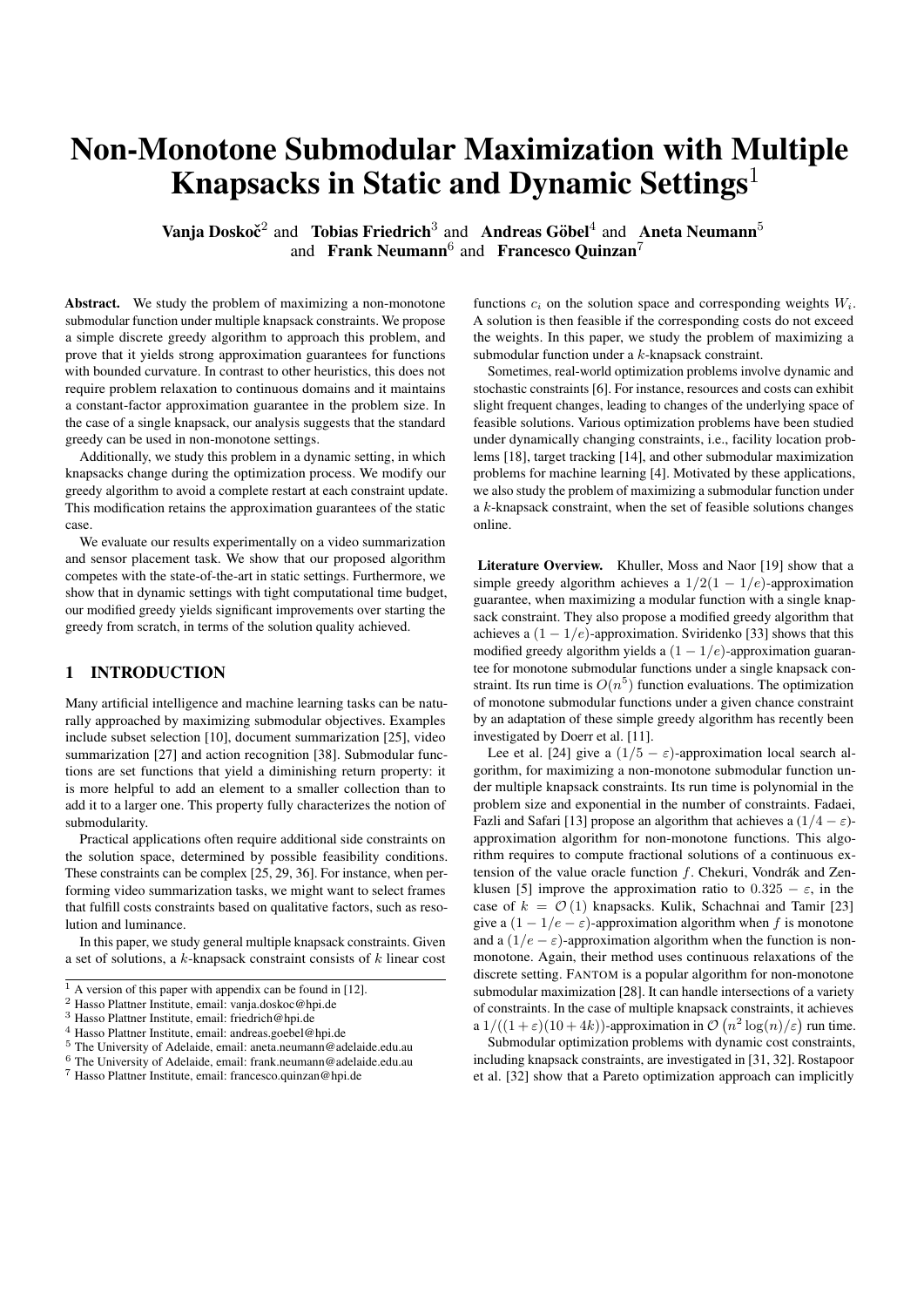# Non-Monotone Submodular Maximization with Multiple Knapsacks in Static and Dynamic Settings[1]

**Vanja Doskoč**[2] and **Tobias Friedrich**[3] and **Andreas Göbel**[4] and **Aneta Neumann**[5] and **Frank Neumann**[6] and **Francesco Quinzan**[7]

**Abstract.** We study the problem of maximizing a non-monotone submodular function under multiple knapsack constraints. We propose a simple discrete greedy algorithm to approach this problem, and prove that it yields strong approximation guarantees for functions with bounded curvature. In contrast to other heuristics, this does not require problem relaxation to continuous domains and it maintains a constant-factor approximation guarantee in the problem size. In the case of a single knapsack, our analysis suggests that the standard greedy can be used in non-monotone settings.

Additionally, we study this problem in a dynamic setting, in which knapsacks change during the optimization process. We modify our greedy algorithm to avoid a complete restart at each constraint update. This modification retains the approximation guarantees of the static case.

We evaluate our results experimentally on a video summarization and sensor placement task. We show that our proposed algorithm competes with the state-of-the-art in static settings. Furthermore, we show that in dynamic settings with tight computational time budget, our modified greedy yields significant improvements over starting the greedy from scratch, in terms of the solution quality achieved.

## 1 INTRODUCTION

Many artificial intelligence and machine learning tasks can be naturally approached by maximizing submodular objectives. Examples include subset selection [10], document summarization [25], video summarization [27] and action recognition [38]. Submodular functions are set functions that yield a diminishing return property: it is more helpful to add an element to a smaller collection than to add it to a larger one. This property fully characterizes the notion of submodularity.

Practical applications often require additional side constraints on the solution space, determined by possible feasibility conditions. These constraints can be complex [25, 29, 36]. For instance, when performing video summarization tasks, we might want to select frames that fulfill costs constraints based on qualitative factors, such as resolution and luminance.

In this paper, we study general multiple knapsack constraints. Given a set of solutions, a $k$-knapsack constraint consists of $k$ linear cost functions $c_i$ on the solution space and corresponding weights $W_i$. A solution is then feasible if the corresponding costs do not exceed the weights. In this paper, we study the problem of maximizing a submodular function under a $k$-knapsack constraint.

Sometimes, real-world optimization problems involve dynamic and stochastic constraints [6]. For instance, resources and costs can exhibit slight frequent changes, leading to changes of the underlying space of feasible solutions. Various optimization problems have been studied under dynamically changing constraints, i.e., facility location problems [18], target tracking [14], and other submodular maximization problems for machine learning [4]. Motivated by these applications, we also study the problem of maximizing a submodular function under a $k$-knapsack constraint, when the set of feasible solutions changes online.

**Literature Overview.** Khuller, Moss and Naor [19] show that a simple greedy algorithm achieves a $1/2(1 - 1/e)$-approximation guarantee, when maximizing a modular function with a single knapsack constraint. They also propose a modified greedy algorithm that achieves a $(1 - 1/e)$-approximation. Sviridenko [33] shows that this modified greedy algorithm yields a $(1 - 1/e)$-approximation guarantee for monotone submodular functions under a single knapsack constraint. Its run time is $O(n^5)$ function evaluations. The optimization of monotone submodular functions under a given chance constraint by an adaptation of these simple greedy algorithm has recently been investigated by Doerr et al. [11].

Lee et al. [24] give a $(1/5 - \varepsilon)$-approximation local search algorithm, for maximizing a non-monotone submodular function under multiple knapsack constraints. Its run time is polynomial in the problem size and exponential in the number of constraints. Fadaei, Fazli and Safari [13] propose an algorithm that achieves a $(1/4 - \varepsilon)$-approximation algorithm for non-monotone functions. This algorithm requires to compute fractional solutions of a continuous extension of the value oracle function $f$. Chekuri, Vondrák and Zenklusen [5] improve the approximation ratio to $0.325 - \varepsilon$, in the case of $k = \mathcal{O}(1)$ knapsacks. Kulik, Schachnai and Tamir [23] give a $(1 - 1/e - \varepsilon)$-approximation algorithm when $f$ is monotone and a $(1/e - \varepsilon)$-approximation algorithm when the function is non-monotone. Again, their method uses continuous relaxations of the discrete setting. FANTOM is a popular algorithm for non-monotone submodular maximization [28]. It can handle intersections of a variety of constraints. In the case of multiple knapsack constraints, it achieves a $1/((1 + \varepsilon)(10 + 4k))$-approximation in $\mathcal{O}\left(n^2 \log(n)/\varepsilon\right)$ run time.

Submodular optimization problems with dynamic cost constraints, including knapsack constraints, are investigated in [31, 32]. Rostapoor et al. [32] show that a Pareto optimization approach can implicitly

---

[1] A version of this paper with appendix can be found in [12].

[2] Hasso Plattner Institute, email: vanja.doskoc@hpi.de

[3] Hasso Plattner Institute, email: friedrich@hpi.de

[4] Hasso Plattner Institute, email: andreas.goebel@hpi.de

[5] The University of Adelaide, email: aneta.neumann@adelaide.edu.au

[6] The University of Adelaide, email: frank.neumann@adelaide.edu.au

[7] Hasso Plattner Institute, email: francesco.quinzan@hpi.de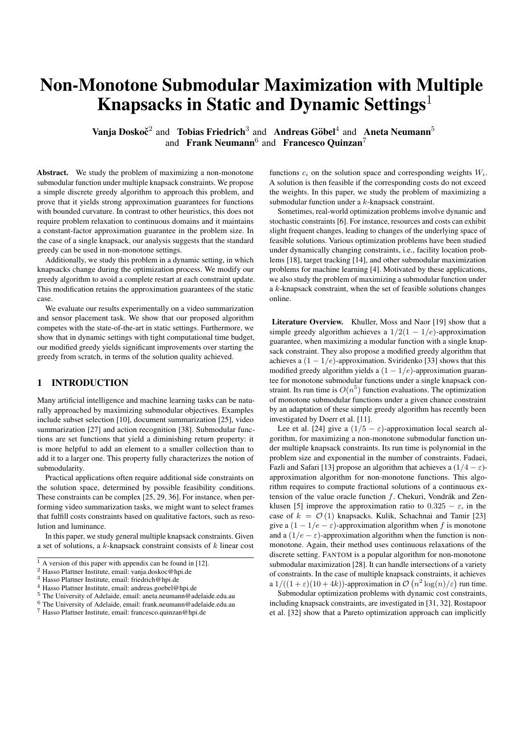# Non-Monotone Submodular Maximization with Multiple Knapsacks in Static and Dynamic Settings[1]

**Vanja Doskoč**[2] and **Tobias Friedrich**[3] and **Andreas Göbel**[4] and **Aneta Neumann**[5] and **Frank Neumann**[6] and **Francesco Quinzan**[7]

**Abstract.** We study the problem of maximizing a non-monotone submodular function under multiple knapsack constraints. We propose a simple discrete greedy algorithm to approach this problem, and prove that it yields strong approximation guarantees for functions with bounded curvature. In contrast to other heuristics, this does not require problem relaxation to continuous domains and it maintains a constant-factor approximation guarantee in the problem size. In the case of a single knapsack, our analysis suggests that the standard greedy can be used in non-monotone settings.

Additionally, we study this problem in a dynamic setting, in which knapsacks change during the optimization process. We modify our greedy algorithm to avoid a complete restart at each constraint update. This modification retains the approximation guarantees of the static case.

We evaluate our results experimentally on a video summarization and sensor placement task. We show that our proposed algorithm competes with the state-of-the-art in static settings. Furthermore, we show that in dynamic settings with tight computational time budget, our modified greedy yields significant improvements over starting the greedy from scratch, in terms of the solution quality achieved.

## 1 INTRODUCTION

Many artificial intelligence and machine learning tasks can be naturally approached by maximizing submodular objectives. Examples include subset selection [10], document summarization [25], video summarization [27] and action recognition [38]. Submodular functions are set functions that yield a diminishing return property: it is more helpful to add an element to a smaller collection than to add it to a larger one. This property fully characterizes the notion of submodularity.

Practical applications often require additional side constraints on the solution space, determined by possible feasibility conditions. These constraints can be complex [25, 29, 36]. For instance, when performing video summarization tasks, we might want to select frames that fulfill costs constraints based on qualitative factors, such as resolution and luminance.

In this paper, we study general multiple knapsack constraints. Given a set of solutions, a $k$-knapsack constraint consists of $k$ linear cost functions $c_i$ on the solution space and corresponding weights $W_i$. A solution is then feasible if the corresponding costs do not exceed the weights. In this paper, we study the problem of maximizing a submodular function under a $k$-knapsack constraint.

Sometimes, real-world optimization problems involve dynamic and stochastic constraints [6]. For instance, resources and costs can exhibit slight frequent changes, leading to changes of the underlying space of feasible solutions. Various optimization problems have been studied under dynamically changing constraints, i.e., facility location problems [18], target tracking [14], and other submodular maximization problems for machine learning [4]. Motivated by these applications, we also study the problem of maximizing a submodular function under a $k$-knapsack constraint, when the set of feasible solutions changes online.

**Literature Overview.** Khuller, Moss and Naor [19] show that a simple greedy algorithm achieves a $1/2(1 - 1/e)$-approximation guarantee, when maximizing a modular function with a single knapsack constraint. They also propose a modified greedy algorithm that achieves a $(1 - 1/e)$-approximation. Sviridenko [33] shows that this modified greedy algorithm yields a $(1 - 1/e)$-approximation guarantee for monotone submodular functions under a single knapsack constraint. Its run time is $O(n^5)$ function evaluations. The optimization of monotone submodular functions under a given chance constraint by an adaptation of these simple greedy algorithm has recently been investigated by Doerr et al. [11].

Lee et al. [24] give a $(1/5 - \varepsilon)$-approximation local search algorithm, for maximizing a non-monotone submodular function under multiple knapsack constraints. Its run time is polynomial in the problem size and exponential in the number of constraints. Fadaei, Fazli and Safari [13] propose an algorithm that achieves a $(1/4 - \varepsilon)$-approximation algorithm for non-monotone functions. This algorithm requires to compute fractional solutions of a continuous extension of the value oracle function $f$. Chekuri, Vondrák and Zenklusen [5] improve the approximation ratio to $0.325 - \varepsilon$, in the case of $k = \mathcal{O}(1)$ knapsacks. Kulik, Schachnai and Tamir [23] give a $(1 - 1/e - \varepsilon)$-approximation algorithm when $f$ is monotone and a $(1/e - \varepsilon)$-approximation algorithm when the function is non-monotone. Again, their method uses continuous relaxations of the discrete setting. FANTOM is a popular algorithm for non-monotone submodular maximization [28]. It can handle intersections of a variety of constraints. In the case of multiple knapsack constraints, it achieves a $1/((1 + \varepsilon)(10 + 4k))$-approximation in $\mathcal{O}\left(n^2 \log(n)/\varepsilon\right)$ run time.

Submodular optimization problems with dynamic cost constraints, including knapsack constraints, are investigated in [31, 32]. Rostapoor et al. [32] show that a Pareto optimization approach can implicitly

---

[1] A version of this paper with appendix can be found in [12].
[2] Hasso Plattner Institute, email: vanja.doskoc@hpi.de
[3] Hasso Plattner Institute, email: friedrich@hpi.de
[4] Hasso Plattner Institute, email: andreas.goebel@hpi.de
[5] The University of Adelaide, email: aneta.neumann@adelaide.edu.au
[6] The University of Adelaide, email: frank.neumann@adelaide.edu.au
[7] Hasso Plattner Institute, email: francesco.quinzan@hpi.de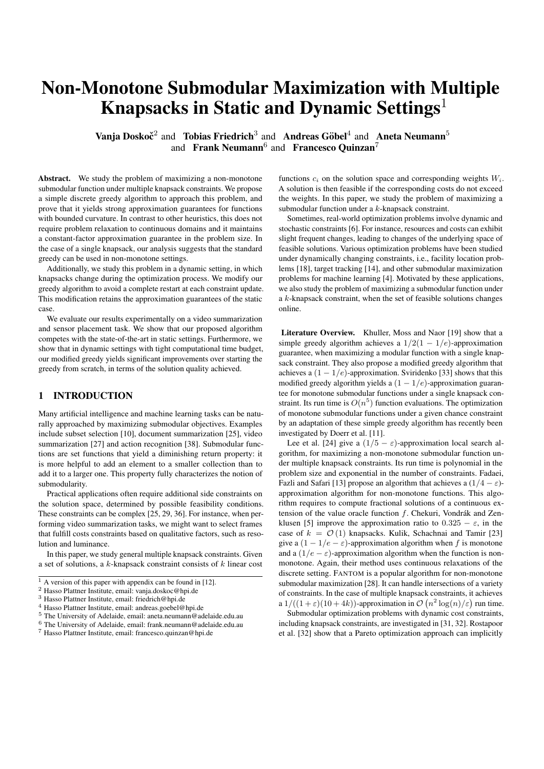# Non-Monotone Submodular Maximization with Multiple Knapsacks in Static and Dynamic Settings[1]

**Vanja Doskoč**[2] and **Tobias Friedrich**[3] and **Andreas Göbel**[4] and **Aneta Neumann**[5] and **Frank Neumann**[6] and **Francesco Quinzan**[7]

**Abstract.** We study the problem of maximizing a non-monotone submodular function under multiple knapsack constraints. We propose a simple discrete greedy algorithm to approach this problem, and prove that it yields strong approximation guarantees for functions with bounded curvature. In contrast to other heuristics, this does not require problem relaxation to continuous domains and it maintains a constant-factor approximation guarantee in the problem size. In the case of a single knapsack, our analysis suggests that the standard greedy can be used in non-monotone settings.

Additionally, we study this problem in a dynamic setting, in which knapsacks change during the optimization process. We modify our greedy algorithm to avoid a complete restart at each constraint update. This modification retains the approximation guarantees of the static case.

We evaluate our results experimentally on a video summarization and sensor placement task. We show that our proposed algorithm competes with the state-of-the-art in static settings. Furthermore, we show that in dynamic settings with tight computational time budget, our modified greedy yields significant improvements over starting the greedy from scratch, in terms of the solution quality achieved.

## 1 INTRODUCTION

Many artificial intelligence and machine learning tasks can be naturally approached by maximizing submodular objectives. Examples include subset selection [10], document summarization [25], video summarization [27] and action recognition [38]. Submodular functions are set functions that yield a diminishing return property: it is more helpful to add an element to a smaller collection than to add it to a larger one. This property fully characterizes the notion of submodularity.

Practical applications often require additional side constraints on the solution space, determined by possible feasibility conditions. These constraints can be complex [25, 29, 36]. For instance, when performing video summarization tasks, we might want to select frames that fulfill costs constraints based on qualitative factors, such as resolution and luminance.

In this paper, we study general multiple knapsack constraints. Given a set of solutions, a $k$-knapsack constraint consists of $k$ linear cost functions $c_i$ on the solution space and corresponding weights $W_i$. A solution is then feasible if the corresponding costs do not exceed the weights. In this paper, we study the problem of maximizing a submodular function under a $k$-knapsack constraint.

Sometimes, real-world optimization problems involve dynamic and stochastic constraints [6]. For instance, resources and costs can exhibit slight frequent changes, leading to changes of the underlying space of feasible solutions. Various optimization problems have been studied under dynamically changing constraints, i.e., facility location problems [18], target tracking [14], and other submodular maximization problems for machine learning [4]. Motivated by these applications, we also study the problem of maximizing a submodular function under a $k$-knapsack constraint, when the set of feasible solutions changes online.

**Literature Overview.** Khuller, Moss and Naor [19] show that a simple greedy algorithm achieves a $1/2(1-1/e)$-approximation guarantee, when maximizing a modular function with a single knapsack constraint. They also propose a modified greedy algorithm that achieves a $(1-1/e)$-approximation. Sviridenko [33] shows that this modified greedy algorithm yields a $(1-1/e)$-approximation guarantee for monotone submodular functions under a single knapsack constraint. Its run time is $O(n^5)$ function evaluations. The optimization of monotone submodular functions under a given chance constraint by an adaptation of these simple greedy algorithm has recently been investigated by Doerr et al. [11].

Lee et al. [24] give a $(1/5-\varepsilon)$-approximation local search algorithm, for maximizing a non-monotone submodular function under multiple knapsack constraints. Its run time is polynomial in the problem size and exponential in the number of constraints. Fadaei, Fazli and Safari [13] propose an algorithm that achieves a $(1/4-\varepsilon)$-approximation algorithm for non-monotone functions. This algorithm requires to compute fractional solutions of a continuous extension of the value oracle function $f$. Chekuri, Vondrák and Zenklusen [5] improve the approximation ratio to $0.325-\varepsilon$, in the case of $k = \mathcal{O}(1)$ knapsacks. Kulik, Schachnai and Tamir [23] give a $(1-1/e-\varepsilon)$-approximation algorithm when $f$ is monotone and a $(1/e-\varepsilon)$-approximation algorithm when the function is non-monotone. Again, their method uses continuous relaxations of the discrete setting. FANTOM is a popular algorithm for non-monotone submodular maximization [28]. It can handle intersections of a variety of constraints. In the case of multiple knapsack constraints, it achieves a $1/((1+\varepsilon)(10+4k))$-approximation in $\mathcal{O}\left(n^2\log(n)/\varepsilon\right)$ run time.

Submodular optimization problems with dynamic cost constraints, including knapsack constraints, are investigated in [31, 32]. Rostapoor et al. [32] show that a Pareto optimization approach can implicitly

---

[1] A version of this paper with appendix can be found in [12].
[2] Hasso Plattner Institute, email: vanja.doskoc@hpi.de
[3] Hasso Plattner Institute, email: friedrich@hpi.de
[4] Hasso Plattner Institute, email: andreas.goebel@hpi.de
[5] The University of Adelaide, email: aneta.neumann@adelaide.edu.au
[6] The University of Adelaide, email: frank.neumann@adelaide.edu.au
[7] Hasso Plattner Institute, email: francesco.quinzan@hpi.de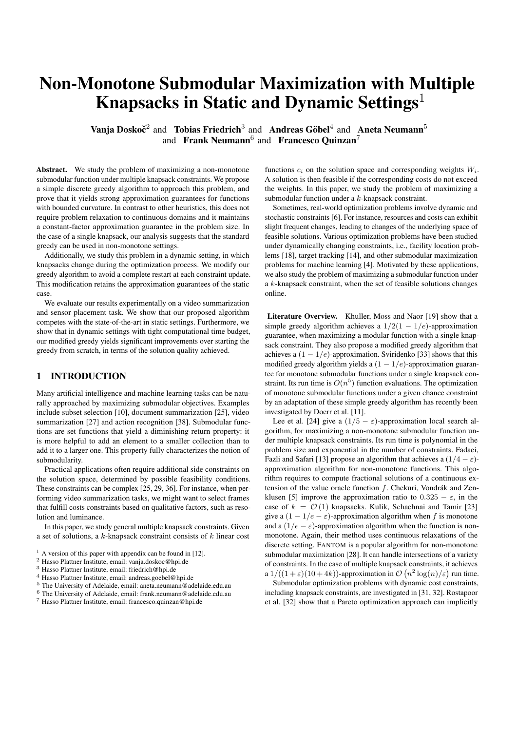# Non-Monotone Submodular Maximization with Multiple Knapsacks in Static and Dynamic Settings[1]

**Vanja Doskoč**[2] and **Tobias Friedrich**[3] and **Andreas Göbel**[4] and **Aneta Neumann**[5] and **Frank Neumann**[6] and **Francesco Quinzan**[7]

**Abstract.** We study the problem of maximizing a non-monotone submodular function under multiple knapsack constraints. We propose a simple discrete greedy algorithm to approach this problem, and prove that it yields strong approximation guarantees for functions with bounded curvature. In contrast to other heuristics, this does not require problem relaxation to continuous domains and it maintains a constant-factor approximation guarantee in the problem size. In the case of a single knapsack, our analysis suggests that the standard greedy can be used in non-monotone settings.

Additionally, we study this problem in a dynamic setting, in which knapsacks change during the optimization process. We modify our greedy algorithm to avoid a complete restart at each constraint update. This modification retains the approximation guarantees of the static case.

We evaluate our results experimentally on a video summarization and sensor placement task. We show that our proposed algorithm competes with the state-of-the-art in static settings. Furthermore, we show that in dynamic settings with tight computational time budget, our modified greedy yields significant improvements over starting the greedy from scratch, in terms of the solution quality achieved.

## 1 INTRODUCTION

Many artificial intelligence and machine learning tasks can be naturally approached by maximizing submodular objectives. Examples include subset selection [10], document summarization [25], video summarization [27] and action recognition [38]. Submodular functions are set functions that yield a diminishing return property: it is more helpful to add an element to a smaller collection than to add it to a larger one. This property fully characterizes the notion of submodularity.

Practical applications often require additional side constraints on the solution space, determined by possible feasibility conditions. These constraints can be complex [25, 29, 36]. For instance, when performing video summarization tasks, we might want to select frames that fulfill costs constraints based on qualitative factors, such as resolution and luminance.

In this paper, we study general multiple knapsack constraints. Given a set of solutions, a $k$-knapsack constraint consists of $k$ linear cost functions $c_i$ on the solution space and corresponding weights $W_i$. A solution is then feasible if the corresponding costs do not exceed the weights. In this paper, we study the problem of maximizing a submodular function under a $k$-knapsack constraint.

Sometimes, real-world optimization problems involve dynamic and stochastic constraints [6]. For instance, resources and costs can exhibit slight frequent changes, leading to changes of the underlying space of feasible solutions. Various optimization problems have been studied under dynamically changing constraints, i.e., facility location problems [18], target tracking [14], and other submodular maximization problems for machine learning [4]. Motivated by these applications, we also study the problem of maximizing a submodular function under a $k$-knapsack constraint, when the set of feasible solutions changes online.

**Literature Overview.** Khuller, Moss and Naor [19] show that a simple greedy algorithm achieves a $1/2(1 - 1/e)$-approximation guarantee, when maximizing a modular function with a single knapsack constraint. They also propose a modified greedy algorithm that achieves a $(1 - 1/e)$-approximation. Sviridenko [33] shows that this modified greedy algorithm yields a $(1 - 1/e)$-approximation guarantee for monotone submodular functions under a single knapsack constraint. Its run time is $O(n^5)$ function evaluations. The optimization of monotone submodular functions under a given chance constraint by an adaptation of these simple greedy algorithm has recently been investigated by Doerr et al. [11].

Lee et al. [24] give a $(1/5 - \varepsilon)$-approximation local search algorithm, for maximizing a non-monotone submodular function under multiple knapsack constraints. Its run time is polynomial in the problem size and exponential in the number of constraints. Fadaei, Fazli and Safari [13] propose an algorithm that achieves a $(1/4 - \varepsilon)$-approximation algorithm for non-monotone functions. This algorithm requires to compute fractional solutions of a continuous extension of the value oracle function $f$. Chekuri, Vondrák and Zenklusen [5] improve the approximation ratio to $0.325 - \varepsilon$, in the case of $k = \mathcal{O}(1)$ knapsacks. Kulik, Schachnai and Tamir [23] give a $(1 - 1/e - \varepsilon)$-approximation algorithm when $f$ is monotone and a $(1/e - \varepsilon)$-approximation algorithm when the function is non-monotone. Again, their method uses continuous relaxations of the discrete setting. FANTOM is a popular algorithm for non-monotone submodular maximization [28]. It can handle intersections of a variety of constraints. In the case of multiple knapsack constraints, it achieves a $1/((1 + \varepsilon)(10 + 4k))$-approximation in $\mathcal{O}\left(n^2 \log(n)/\varepsilon\right)$ run time.

Submodular optimization problems with dynamic cost constraints, including knapsack constraints, are investigated in [31, 32]. Rostapoor et al. [32] show that a Pareto optimization approach can implicitly

---

[1] A version of this paper with appendix can be found in [12].

[2] Hasso Plattner Institute, email: vanja.doskoc@hpi.de

[3] Hasso Plattner Institute, email: friedrich@hpi.de

[4] Hasso Plattner Institute, email: andreas.goebel@hpi.de

[5] The University of Adelaide, email: aneta.neumann@adelaide.edu.au

[6] The University of Adelaide, email: frank.neumann@adelaide.edu.au

[7] Hasso Plattner Institute, email: francesco.quinzan@hpi.de